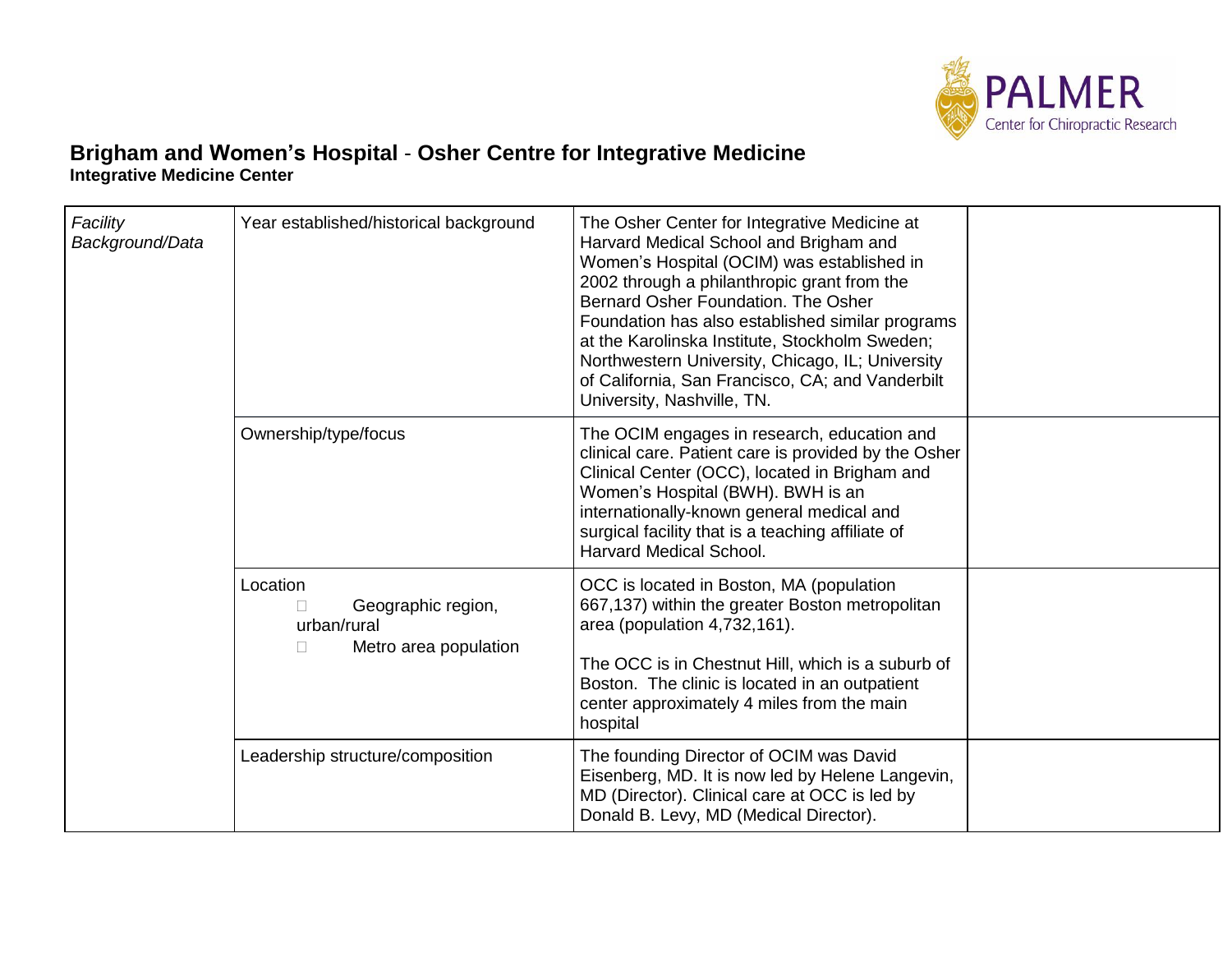# Brigham and Women's Hospital - Osher Centre for Integrative Medicine

**Integrative Medicine Center**

| | | | |
|---|---|---|---|
| *Facility Background/Data* | Year established/historical background | The Osher Center for Integrative Medicine at Harvard Medical School and Brigham and Women's Hospital (OCIM) was established in 2002 through a philanthropic grant from the Bernard Osher Foundation. The Osher Foundation has also established similar programs at the Karolinska Institute, Stockholm Sweden; Northwestern University, Chicago, IL; University of California, San Francisco, CA; and Vanderbilt University, Nashville, TN. | |
| | Ownership/type/focus | The OCIM engages in research, education and clinical care. Patient care is provided by the Osher Clinical Center (OCC), located in Brigham and Women's Hospital (BWH). BWH is an internationally-known general medical and surgical facility that is a teaching affiliate of Harvard Medical School. | |
| | Location<br>• Geographic region, urban/rural<br>• Metro area population | OCC is located in Boston, MA (population 667,137) within the greater Boston metropolitan area (population 4,732,161).<br><br>The OCC is in Chestnut Hill, which is a suburb of Boston. The clinic is located in an outpatient center approximately 4 miles from the main hospital | |
| | Leadership structure/composition | The founding Director of OCIM was David Eisenberg, MD. It is now led by Helene Langevin, MD (Director). Clinical care at OCC is led by Donald B. Levy, MD (Medical Director). | |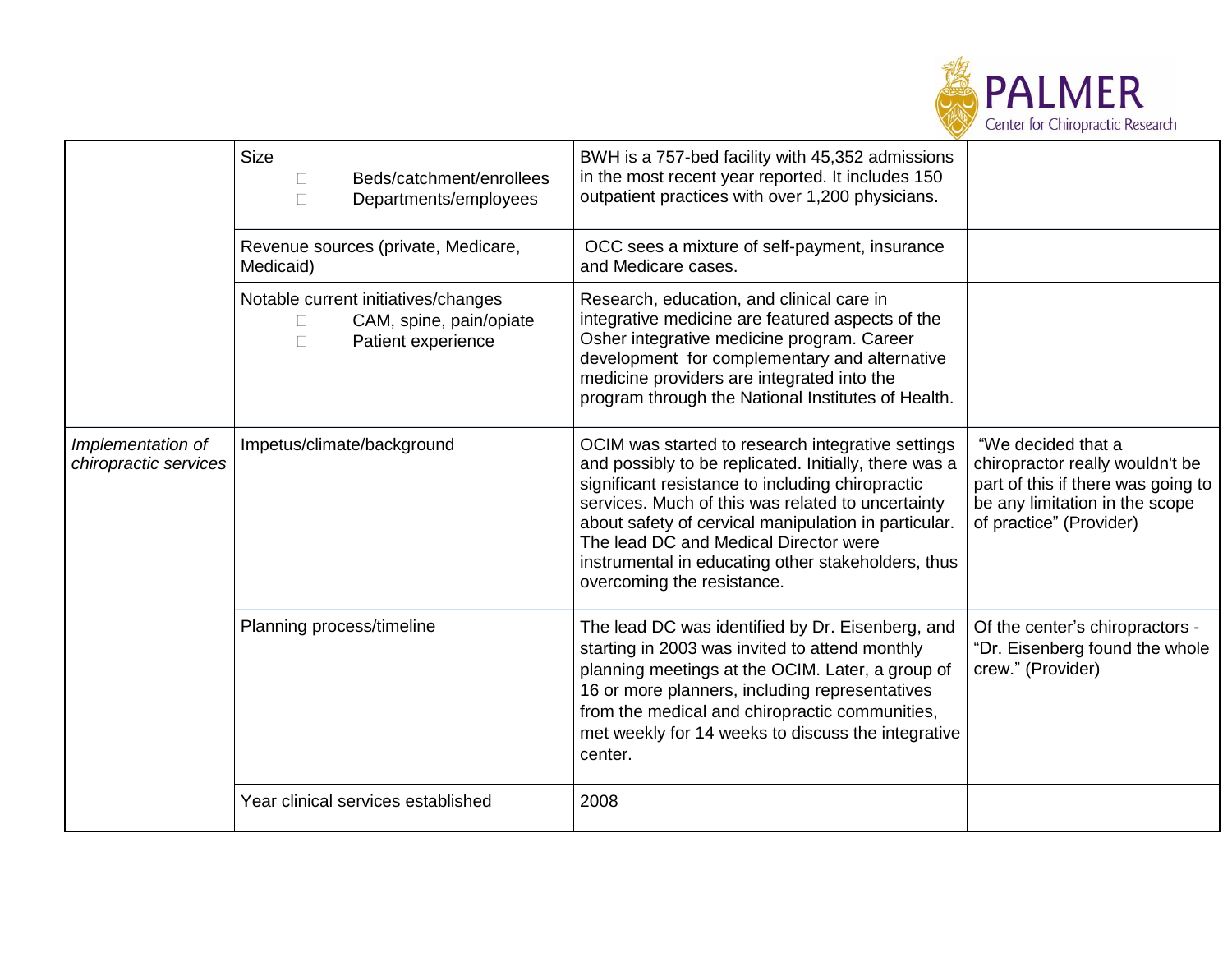| | | | |
|---|---|---|---|
| | Size<br>□ Beds/catchment/enrollees<br>□ Departments/employees | BWH is a 757-bed facility with 45,352 admissions in the most recent year reported. It includes 150 outpatient practices with over 1,200 physicians. | |
| | Revenue sources (private, Medicare, Medicaid) | OCC sees a mixture of self-payment, insurance and Medicare cases. | |
| | Notable current initiatives/changes<br>□ CAM, spine, pain/opiate<br>□ Patient experience | Research, education, and clinical care in integrative medicine are featured aspects of the Osher integrative medicine program. Career development for complementary and alternative medicine providers are integrated into the program through the National Institutes of Health. | |
| *Implementation of chiropractic services* | Impetus/climate/background | OCIM was started to research integrative settings and possibly to be replicated. Initially, there was a significant resistance to including chiropractic services. Much of this was related to uncertainty about safety of cervical manipulation in particular. The lead DC and Medical Director were instrumental in educating other stakeholders, thus overcoming the resistance. | "We decided that a chiropractor really wouldn't be part of this if there was going to be any limitation in the scope of practice" (Provider) |
| | Planning process/timeline | The lead DC was identified by Dr. Eisenberg, and starting in 2003 was invited to attend monthly planning meetings at the OCIM. Later, a group of 16 or more planners, including representatives from the medical and chiropractic communities, met weekly for 14 weeks to discuss the integrative center. | Of the center's chiropractors - "Dr. Eisenberg found the whole crew." (Provider) |
| | Year clinical services established | 2008 | |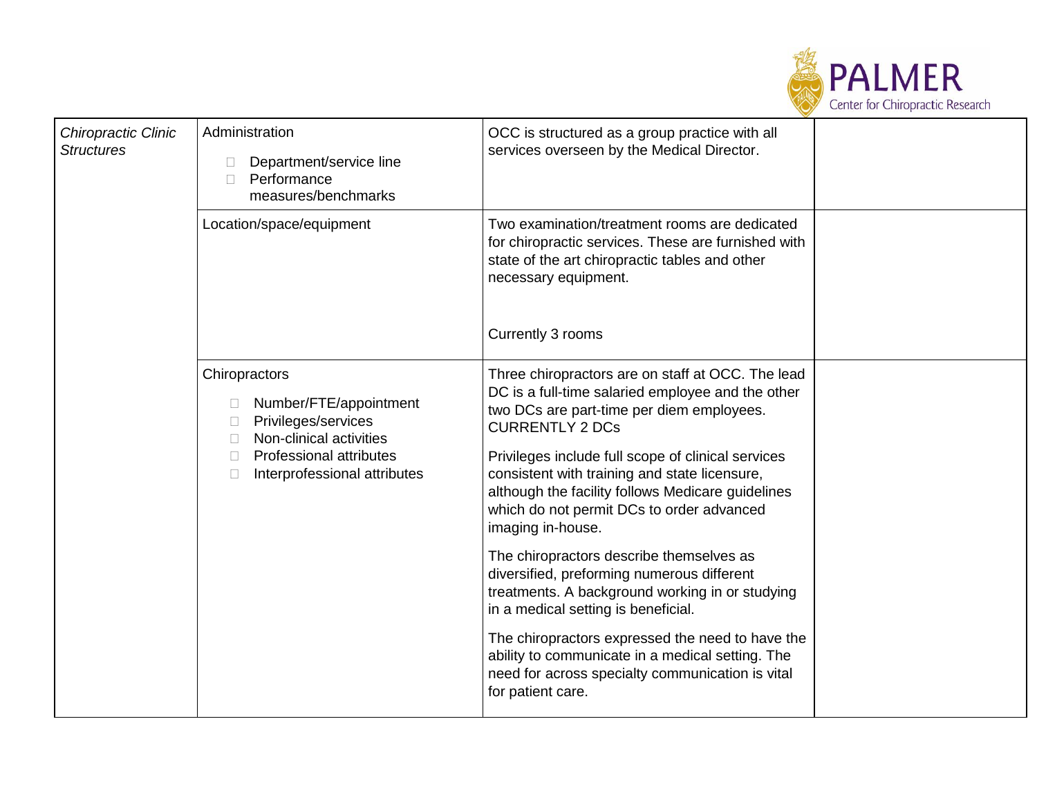| *Chiropractic Clinic Structures* | Administration<br><br>- Department/service line<br>- Performance measures/benchmarks | OCC is structured as a group practice with all services overseen by the Medical Director. | |
|---|---|---|---|
| | Location/space/equipment | Two examination/treatment rooms are dedicated for chiropractic services. These are furnished with state of the art chiropractic tables and other necessary equipment.<br><br>Currently 3 rooms | |
| | Chiropractors<br><br>- Number/FTE/appointment<br>- Privileges/services<br>- Non-clinical activities<br>- Professional attributes<br>- Interprofessional attributes | Three chiropractors are on staff at OCC. The lead DC is a full-time salaried employee and the other two DCs are part-time per diem employees. CURRENTLY 2 DCs<br><br>Privileges include full scope of clinical services consistent with training and state licensure, although the facility follows Medicare guidelines which do not permit DCs to order advanced imaging in-house.<br><br>The chiropractors describe themselves as diversified, preforming numerous different treatments. A background working in or studying in a medical setting is beneficial.<br><br>The chiropractors expressed the need to have the ability to communicate in a medical setting. The need for across specialty communication is vital for patient care. | |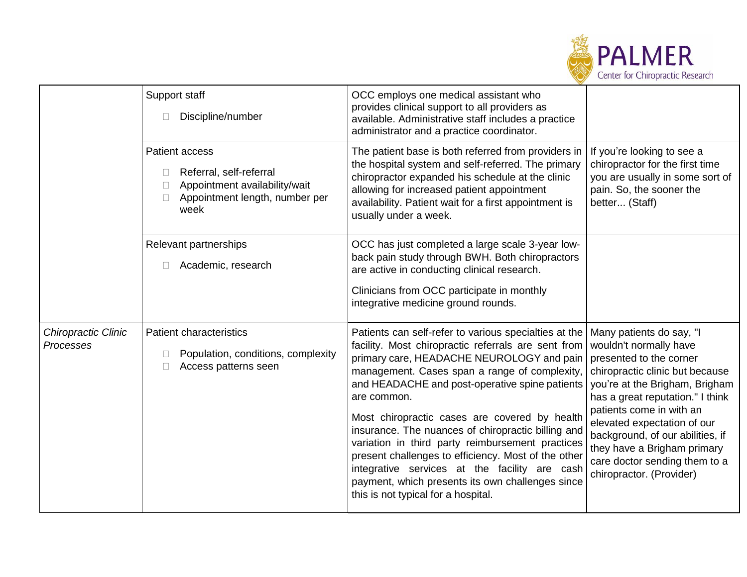| | | | |
|---|---|---|---|
| | Support staff<br>• Discipline/number | OCC employs one medical assistant who provides clinical support to all providers as available. Administrative staff includes a practice administrator and a practice coordinator. | |
| | Patient access<br>• Referral, self-referral<br>• Appointment availability/wait<br>• Appointment length, number per week | The patient base is both referred from providers in the hospital system and self-referred. The primary chiropractor expanded his schedule at the clinic allowing for increased patient appointment availability. Patient wait for a first appointment is usually under a week. | If you're looking to see a chiropractor for the first time you are usually in some sort of pain. So, the sooner the better... (Staff) |
| | Relevant partnerships<br>• Academic, research | OCC has just completed a large scale 3-year low-back pain study through BWH. Both chiropractors are active in conducting clinical research.<br><br>Clinicians from OCC participate in monthly integrative medicine ground rounds. | |
| *Chiropractic Clinic Processes* | Patient characteristics<br>• Population, conditions, complexity<br>• Access patterns seen | Patients can self-refer to various specialties at the facility. Most chiropractic referrals are sent from primary care, HEADACHE NEUROLOGY and pain management. Cases span a range of complexity, and HEADACHE and post-operative spine patients are common.<br><br>Most chiropractic cases are covered by health insurance. The nuances of chiropractic billing and variation in third party reimbursement practices present challenges to efficiency. Most of the other integrative services at the facility are cash payment, which presents its own challenges since this is not typical for a hospital. | Many patients do say, "I wouldn't normally have presented to the corner chiropractic clinic but because you're at the Brigham, Brigham has a great reputation." I think patients come in with an elevated expectation of our background, of our abilities, if they have a Brigham primary care doctor sending them to a chiropractor. (Provider) |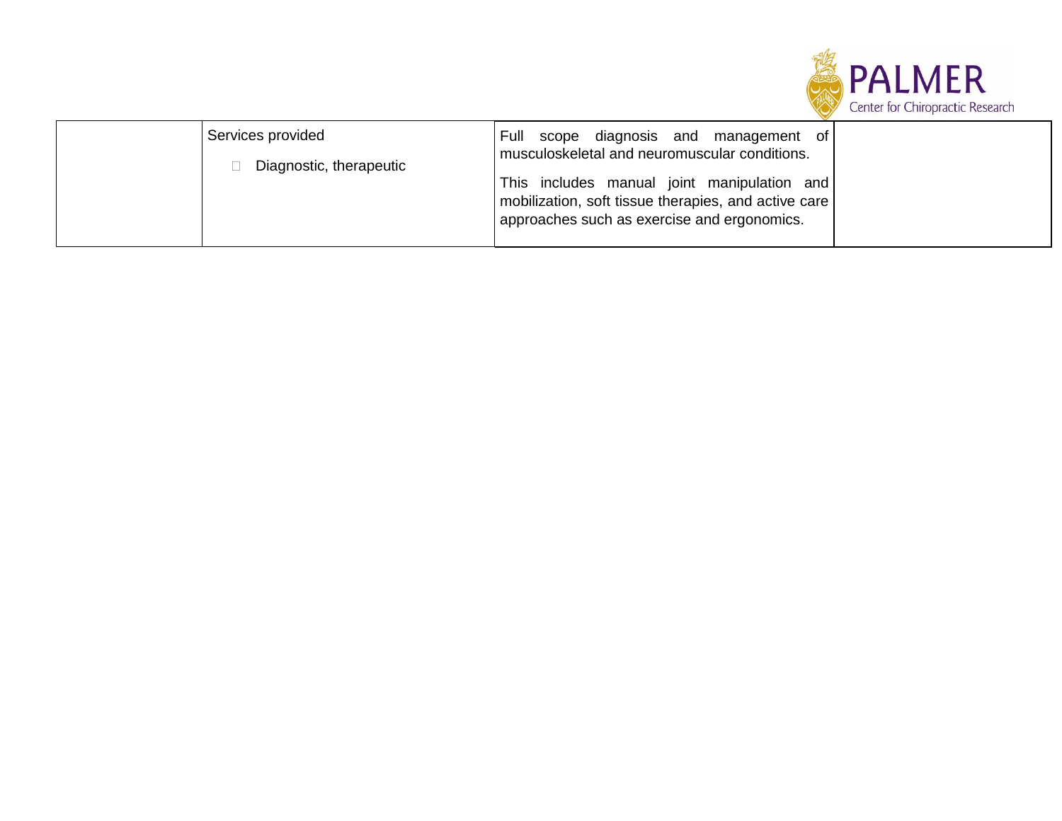| | | | |
|---|---|---|---|
| | Services provided<br>- Diagnostic, therapeutic | Full scope diagnosis and management of musculoskeletal and neuromuscular conditions.<br>This includes manual joint manipulation and mobilization, soft tissue therapies, and active care approaches such as exercise and ergonomics. | |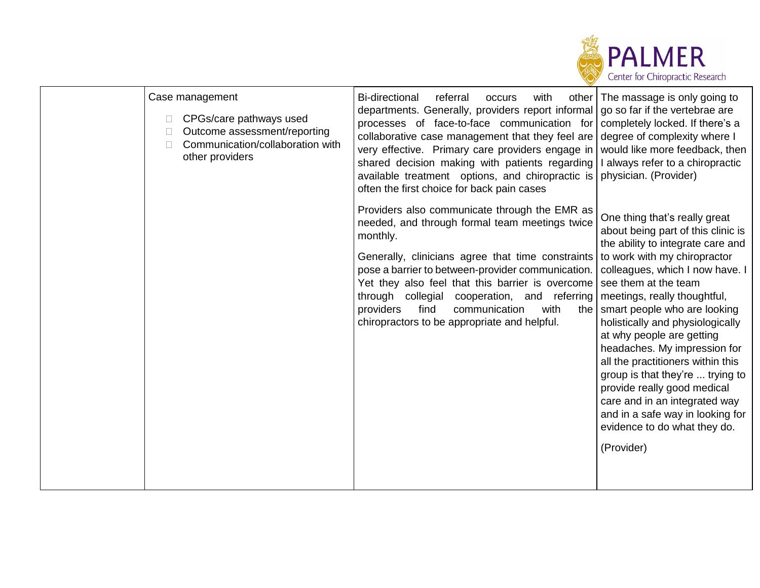| | | | |
|---|---|---|---|
| | Case management<br><br>- CPGs/care pathways used<br>- Outcome assessment/reporting<br>- Communication/collaboration with other providers | Bi-directional referral occurs with other departments. Generally, providers report informal processes of face-to-face communication for collaborative case management that they feel are very effective. Primary care providers engage in shared decision making with patients regarding available treatment options, and chiropractic is often the first choice for back pain cases<br><br>Providers also communicate through the EMR as needed, and through formal team meetings twice monthly.<br><br>Generally, clinicians agree that time constraints pose a barrier to between-provider communication. Yet they also feel that this barrier is overcome through collegial cooperation, and referring providers find communication with the chiropractors to be appropriate and helpful. | The massage is only going to go so far if the vertebrae are completely locked. If there's a degree of complexity where I would like more feedback, then I always refer to a chiropractic physician. (Provider)<br><br>One thing that's really great about being part of this clinic is the ability to integrate care and to work with my chiropractor colleagues, which I now have. I see them at the team meetings, really thoughtful, smart people who are looking holistically and physiologically at why people are getting headaches. My impression for all the practitioners within this group is that they're ... trying to provide really good medical care and in an integrated way and in a safe way in looking for evidence to do what they do.<br><br>(Provider) |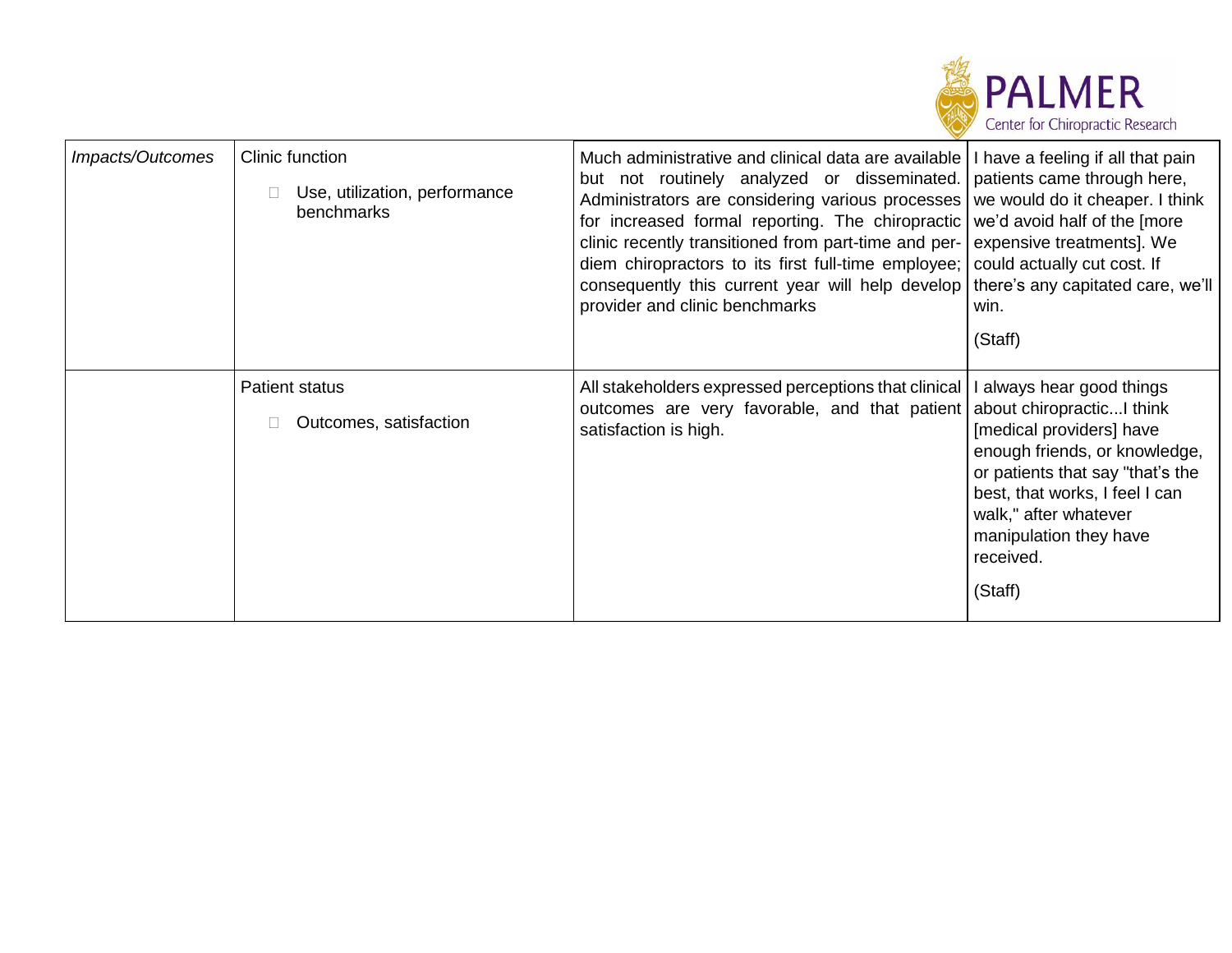| | | | |
|---|---|---|---|
| *Impacts/Outcomes* | Clinic function<br>□ Use, utilization, performance benchmarks | Much administrative and clinical data are available but not routinely analyzed or disseminated. Administrators are considering various processes for increased formal reporting. The chiropractic clinic recently transitioned from part-time and per-diem chiropractors to its first full-time employee; consequently this current year will help develop provider and clinic benchmarks | I have a feeling if all that pain patients came through here, we would do it cheaper. I think we'd avoid half of the [more expensive treatments]. We could actually cut cost. If there's any capitated care, we'll win.<br><br>(Staff) |
| | Patient status<br>□ Outcomes, satisfaction | All stakeholders expressed perceptions that clinical outcomes are very favorable, and that patient satisfaction is high. | I always hear good things about chiropractic...I think [medical providers] have enough friends, or knowledge, or patients that say "that's the best, that works, I feel I can walk," after whatever manipulation they have received.<br><br>(Staff) |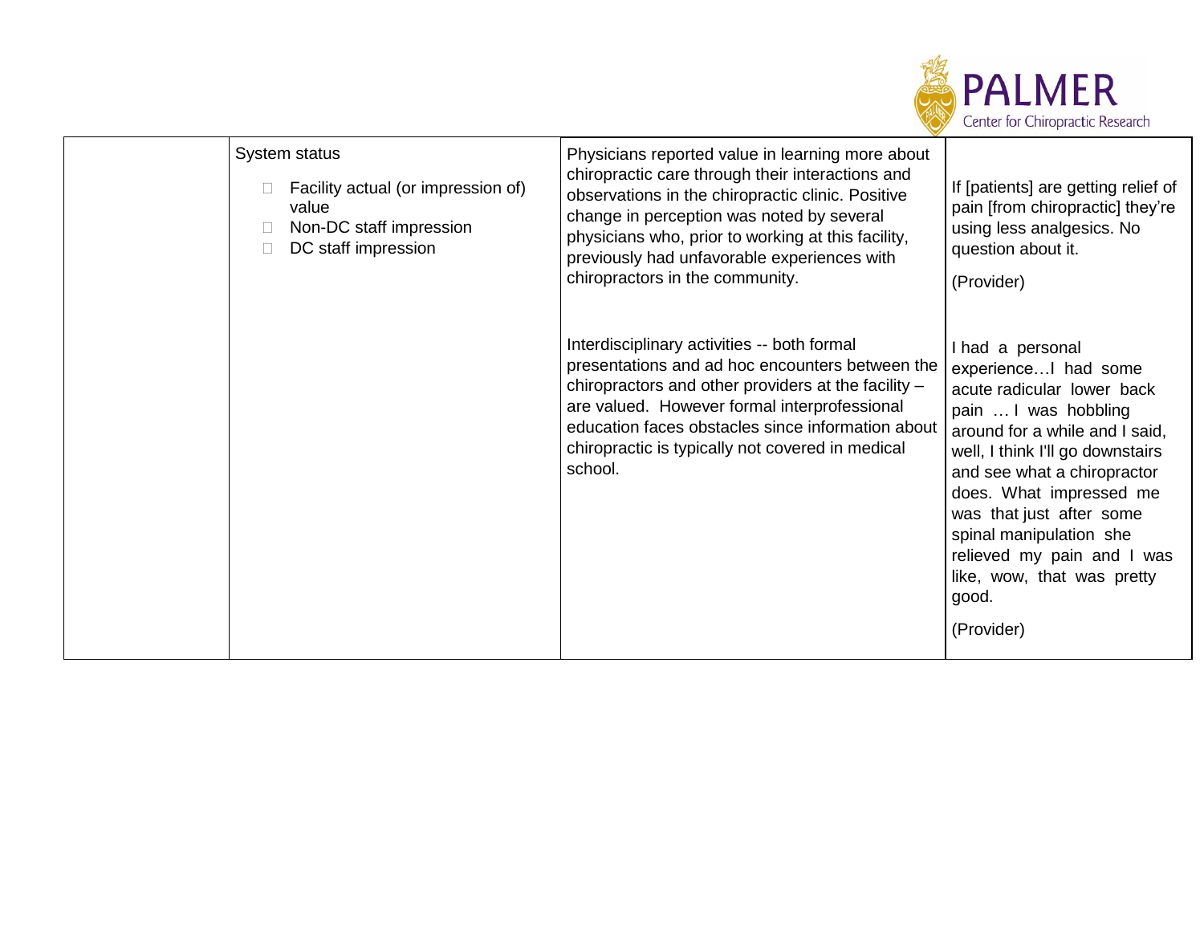| | | | |
|---|---|---|---|
| | System status<br>□ Facility actual (or impression of) value<br>□ Non-DC staff impression<br>□ DC staff impression | Physicians reported value in learning more about chiropractic care through their interactions and observations in the chiropractic clinic. Positive change in perception was noted by several physicians who, prior to working at this facility, previously had unfavorable experiences with chiropractors in the community. | If [patients] are getting relief of pain [from chiropractic] they're using less analgesics. No question about it.<br><br>(Provider) |
| | | Interdisciplinary activities -- both formal presentations and ad hoc encounters between the chiropractors and other providers at the facility – are valued. However formal interprofessional education faces obstacles since information about chiropractic is typically not covered in medical school. | I had a personal experience…I had some acute radicular lower back pain … I was hobbling around for a while and I said, well, I think I'll go downstairs and see what a chiropractor does. What impressed me was that just after some spinal manipulation she relieved my pain and I was like, wow, that was pretty good.<br><br>(Provider) |